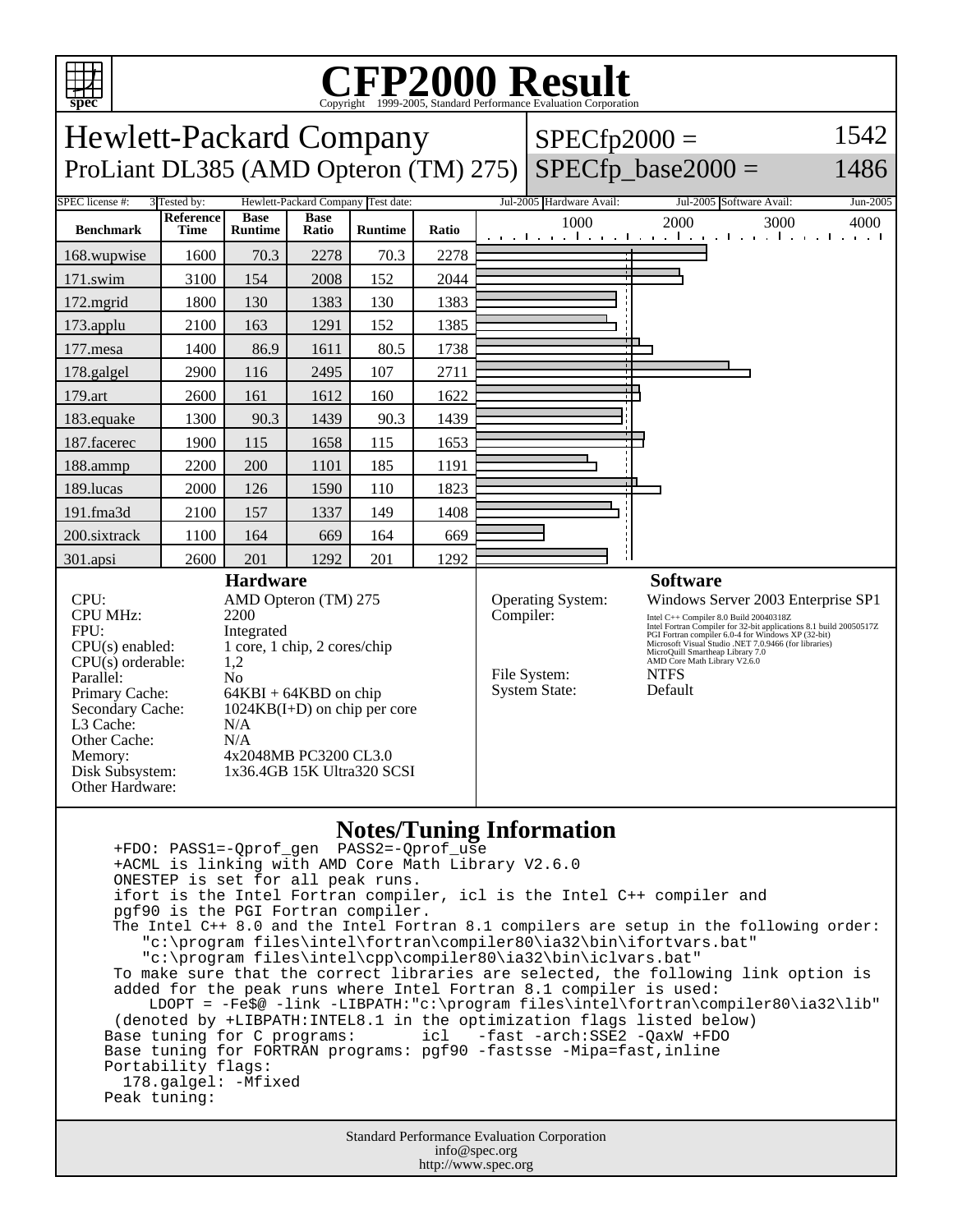# CFP2000 Result

Copyright 1999-2005, Standard Performance Evaluation Corporation

## Hewlett-Packard Company

### ProLiant DL385 (AMD Opteron (TM) 275)

SPECfp2000 = 1542

SPECfp_base2000 = 1486

SPEC license #: 3 | Tested by: Hewlett-Packard Company | Test date: Jul-2005 | Hardware Avail: Jul-2005 | Software Avail: Jun-2005

| Benchmark | Reference Time | Base Runtime | Base Ratio | Runtime | Ratio |
|---|---|---|---|---|---|
| 168.wupwise | 1600 | 70.3 | 2278 | 70.3 | 2278 |
| 171.swim | 3100 | 154 | 2008 | 152 | 2044 |
| 172.mgrid | 1800 | 130 | 1383 | 130 | 1383 |
| 173.applu | 2100 | 163 | 1291 | 152 | 1385 |
| 177.mesa | 1400 | 86.9 | 1611 | 80.5 | 1738 |
| 178.galgel | 2900 | 116 | 2495 | 107 | 2711 |
| 179.art | 2600 | 161 | 1612 | 160 | 1622 |
| 183.equake | 1300 | 90.3 | 1439 | 90.3 | 1439 |
| 187.facerec | 1900 | 115 | 1658 | 115 | 1653 |
| 188.ammp | 2200 | 200 | 1101 | 185 | 1191 |
| 189.lucas | 2000 | 126 | 1590 | 110 | 1823 |
| 191.fma3d | 2100 | 157 | 1337 | 149 | 1408 |
| 200.sixtrack | 1100 | 164 | 669 | 164 | 669 |
| 301.apsi | 2600 | 201 | 1292 | 201 | 1292 |

## Hardware

- CPU: AMD Opteron (TM) 275
- CPU MHz: 2200
- FPU: Integrated
- CPU(s) enabled: 1 core, 1 chip, 2 cores/chip
- CPU(s) orderable: 1,2
- Parallel: No
- Primary Cache: 64KBI + 64KBD on chip
- Secondary Cache: 1024KB(I+D) on chip per core
- L3 Cache: N/A
- Other Cache: N/A
- Memory: 4x2048MB PC3200 CL3.0
- Disk Subsystem: 1x36.4GB 15K Ultra320 SCSI
- Other Hardware:

## Software

- Operating System: Windows Server 2003 Enterprise SP1
- Compiler: Intel C++ Compiler 8.0 Build 20040318Z
  Intel Fortran Compiler for 32-bit applications 8.1 build 20050517Z
  PGI Fortran compiler 6.0-4 for Windows XP (32-bit)
  Microsoft Visual Studio .NET 7.0.9466 (for libraries)
  MicroQuill Smartheap Library 7.0
  AMD Core Math Library V2.6.0
- File System: NTFS
- System State: Default

## Notes/Tuning Information

```
 +FDO: PASS1=-Qprof_gen  PASS2=-Qprof_use
 +ACML is linking with AMD Core Math Library V2.6.0
 ONESTEP is set for all peak runs.
 ifort is the Intel Fortran compiler, icl is the Intel C++ compiler and
 pgf90 is the PGI Fortran compiler.
 The Intel C++ 8.0 and the Intel Fortran 8.1 compilers are setup in the following order:
    "c:\program files\intel\fortran\compiler80\ia32\bin\ifortvars.bat"
    "c:\program files\intel\cpp\compiler80\ia32\bin\iclvars.bat"
 To make sure that the correct libraries are selected, the following link option is
 added for the peak runs where Intel Fortran 8.1 compiler is used:
     LDOPT = -Fe$@ -link -LIBPATH:"c:\program files\intel\fortran\compiler80\ia32\lib"
 (denoted by +LIBPATH:INTEL8.1 in the optimization flags listed below)
Base tuning for C programs:       icl   -fast -arch:SSE2 -QaxW +FDO
Base tuning for FORTRAN programs: pgf90 -fastsse -Mipa=fast,inline
Portability flags:
  178.galgel: -Mfixed
Peak tuning:
```

Standard Performance Evaluation Corporation
info@spec.org
http://www.spec.org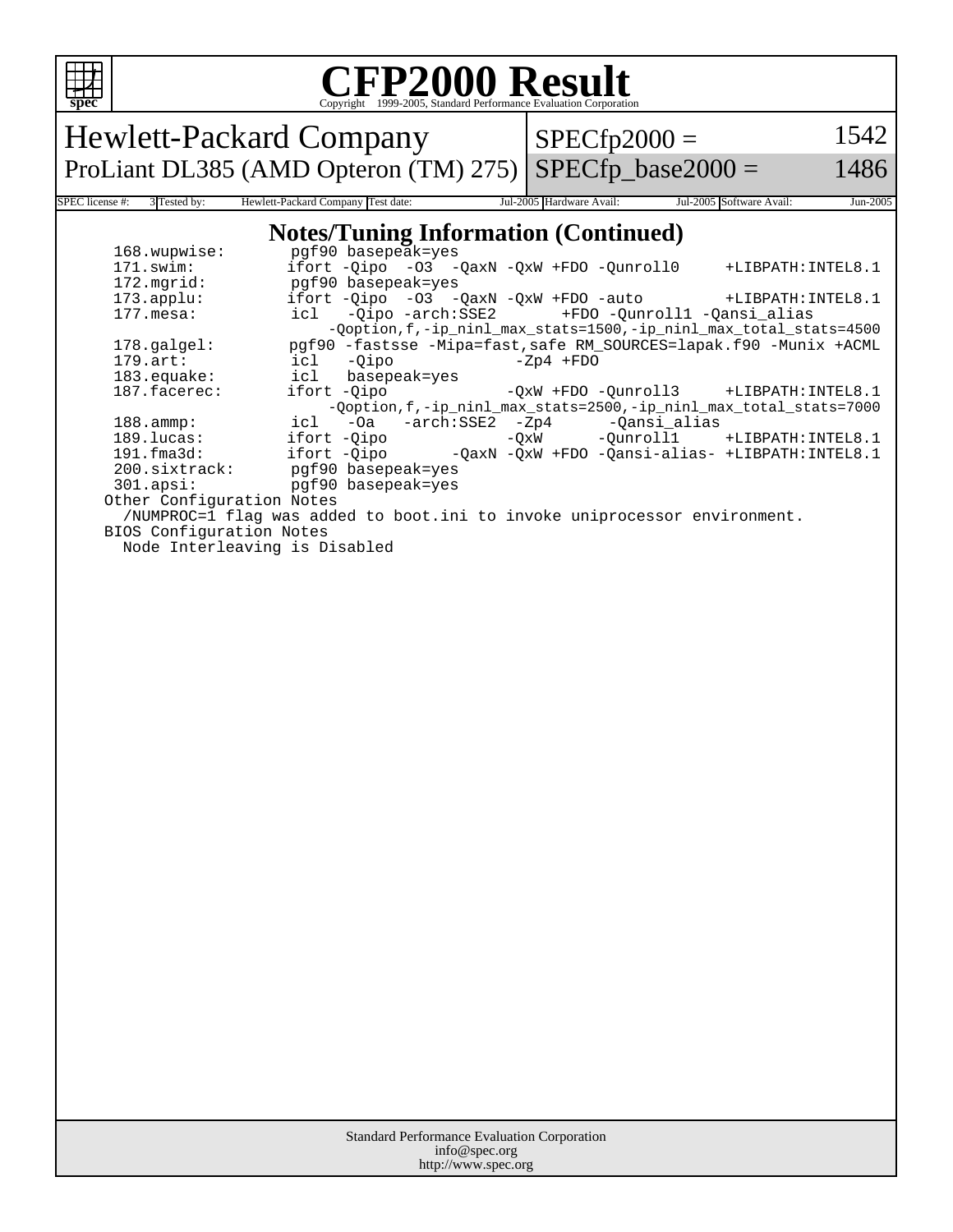# CFP2000 Result

Copyright 1999-2005, Standard Performance Evaluation Corporation

Hewlett-Packard Company
ProLiant DL385 (AMD Opteron (TM) 275)

SPECfp2000 = 1542
SPECfp_base2000 = 1486

| SPEC license #: | 3 | Tested by: | Hewlett-Packard Company | Test date: | Jul-2005 | Hardware Avail: | Jul-2005 | Software Avail: | Jun-2005 |
|---|---|---|---|---|---|---|---|---|---|

## Notes/Tuning Information (Continued)

```
 168.wupwise:       pgf90 basepeak=yes
 171.swim:         ifort -Qipo  -O3  -QaxN -QxW +FDO -Qunroll0     +LIBPATH:INTEL8.1
 172.mgrid:         pgf90 basepeak=yes
 173.applu:        ifort -Qipo  -O3  -QaxN -QxW +FDO -auto         +LIBPATH:INTEL8.1
 177.mesa:          icl   -Qipo -arch:SSE2       +FDO -Qunroll1 -Qansi_alias
                       -Qoption,f,-ip_ninl_max_stats=1500,-ip_ninl_max_total_stats=4500
 178.galgel:       pgf90 -fastsse -Mipa=fast,safe RM_SOURCES=lapak.f90 -Munix +ACML
 179.art:           icl   -Qipo               -Zp4 +FDO
 183.equake:        icl   basepeak=yes
 187.facerec:      ifort -Qipo              -QxW +FDO -Qunroll3     +LIBPATH:INTEL8.1
                       -Qoption,f,-ip_ninl_max_stats=2500,-ip_ninl_max_total_stats=7000
 188.ammp:          icl   -Oa   -arch:SSE2  -Zp4      -Qansi_alias
 189.lucas:        ifort -Qipo              -QxW      -Qunroll1     +LIBPATH:INTEL8.1
 191.fma3d:        ifort -Qipo       -QaxN -QxW +FDO -Qansi-alias- +LIBPATH:INTEL8.1
 200.sixtrack:      pgf90 basepeak=yes
 301.apsi:          pgf90 basepeak=yes
Other Configuration Notes
  /NUMPROC=1 flag was added to boot.ini to invoke uniprocessor environment.
BIOS Configuration Notes
  Node Interleaving is Disabled
```

Standard Performance Evaluation Corporation
info@spec.org
http://www.spec.org